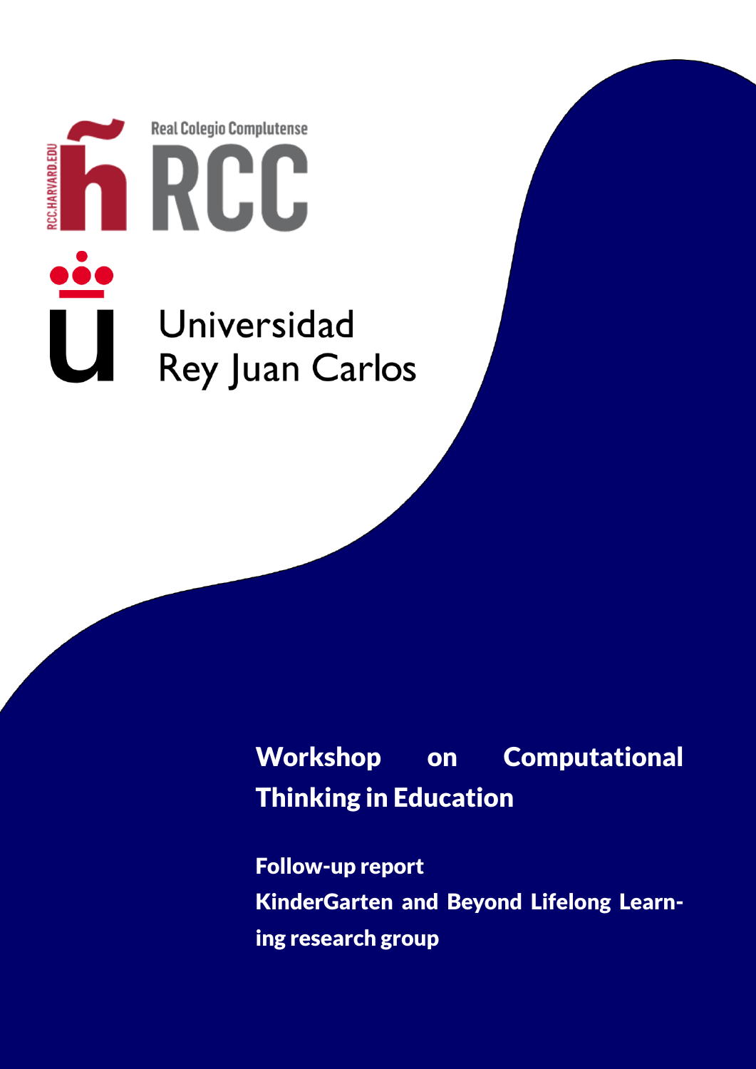Real Colegio Complutense

RCC

RCC.HARVARD.EDU

Universidad Rey Juan Carlos

# Workshop on Computational Thinking in Education

**Follow-up report**

**KinderGarten and Beyond Lifelong Learning research group**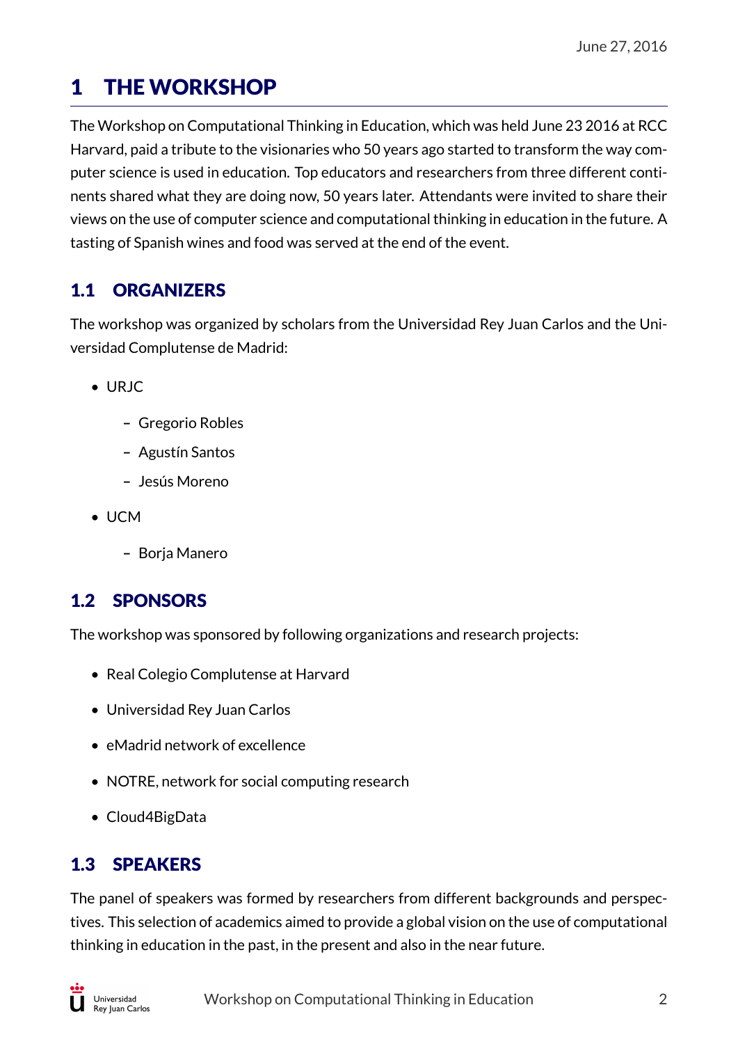# 1 THE WORKSHOP

The Workshop on Computational Thinking in Education, which was held June 23 2016 at RCC Harvard, paid a tribute to the visionaries who 50 years ago started to transform the way computer science is used in education. Top educators and researchers from three different continents shared what they are doing now, 50 years later. Attendants were invited to share their views on the use of computer science and computational thinking in education in the future. A tasting of Spanish wines and food was served at the end of the event.

## 1.1 ORGANIZERS

The workshop was organized by scholars from the Universidad Rey Juan Carlos and the Universidad Complutense de Madrid:

- URJC
  - Gregorio Robles
  - Agustín Santos
  - Jesús Moreno
- UCM
  - Borja Manero

## 1.2 SPONSORS

The workshop was sponsored by following organizations and research projects:

- Real Colegio Complutense at Harvard
- Universidad Rey Juan Carlos
- eMadrid network of excellence
- NOTRE, network for social computing research
- Cloud4BigData

## 1.3 SPEAKERS

The panel of speakers was formed by researchers from different backgrounds and perspectives. This selection of academics aimed to provide a global vision on the use of computational thinking in education in the past, in the present and also in the near future.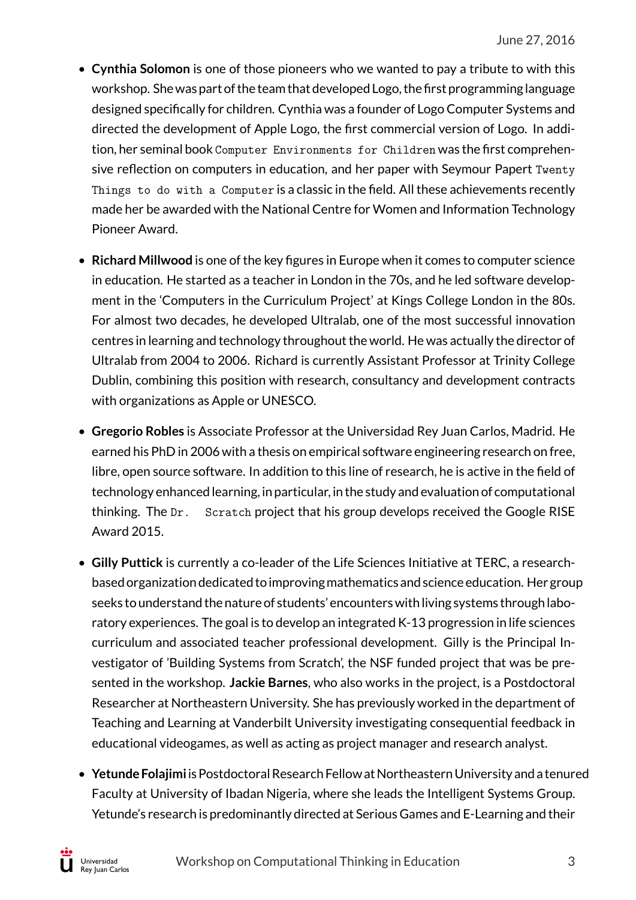- **Cynthia Solomon** is one of those pioneers who we wanted to pay a tribute to with this workshop. She was part of the team that developed Logo, the first programming language designed specifically for children. Cynthia was a founder of Logo Computer Systems and directed the development of Apple Logo, the first commercial version of Logo. In addition, her seminal book `Computer Environments for Children` was the first comprehensive reflection on computers in education, and her paper with Seymour Papert `Twenty Things to do with a Computer` is a classic in the field. All these achievements recently made her be awarded with the National Centre for Women and Information Technology Pioneer Award.

- **Richard Millwood** is one of the key figures in Europe when it comes to computer science in education. He started as a teacher in London in the 70s, and he led software development in the 'Computers in the Curriculum Project' at Kings College London in the 80s. For almost two decades, he developed Ultralab, one of the most successful innovation centres in learning and technology throughout the world. He was actually the director of Ultralab from 2004 to 2006. Richard is currently Assistant Professor at Trinity College Dublin, combining this position with research, consultancy and development contracts with organizations as Apple or UNESCO.

- **Gregorio Robles** is Associate Professor at the Universidad Rey Juan Carlos, Madrid. He earned his PhD in 2006 with a thesis on empirical software engineering research on free, libre, open source software. In addition to this line of research, he is active in the field of technology enhanced learning, in particular, in the study and evaluation of computational thinking. The `Dr. Scratch` project that his group develops received the Google RISE Award 2015.

- **Gilly Puttick** is currently a co-leader of the Life Sciences Initiative at TERC, a research-based organization dedicated to improving mathematics and science education. Her group seeks to understand the nature of students' encounters with living systems through laboratory experiences. The goal is to develop an integrated K-13 progression in life sciences curriculum and associated teacher professional development. Gilly is the Principal Investigator of 'Building Systems from Scratch', the NSF funded project that was be presented in the workshop. **Jackie Barnes**, who also works in the project, is a Postdoctoral Researcher at Northeastern University. She has previously worked in the department of Teaching and Learning at Vanderbilt University investigating consequential feedback in educational videogames, as well as acting as project manager and research analyst.

- **Yetunde Folajimi** is Postdoctoral Research Fellow at Northeastern University and a tenured Faculty at University of Ibadan Nigeria, where she leads the Intelligent Systems Group. Yetunde's research is predominantly directed at Serious Games and E-Learning and their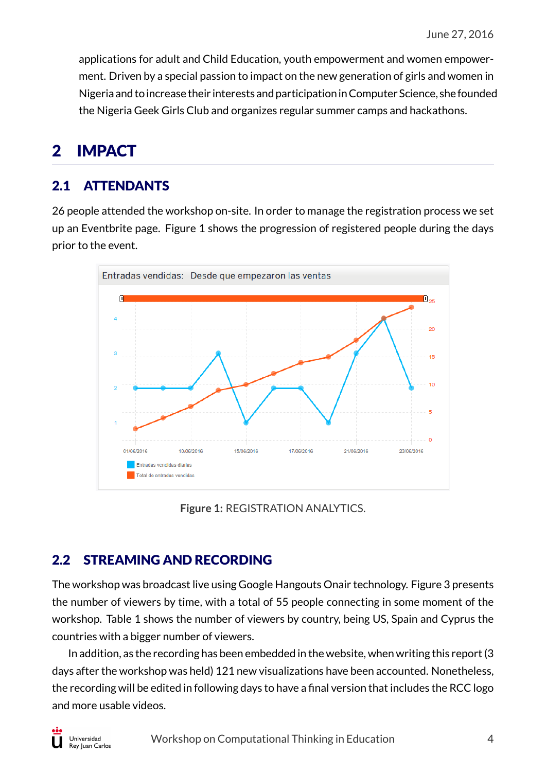applications for adult and Child Education, youth empowerment and women empowerment. Driven by a special passion to impact on the new generation of girls and women in Nigeria and to increase their interests and participation in Computer Science, she founded the Nigeria Geek Girls Club and organizes regular summer camps and hackathons.

# 2 IMPACT

## 2.1 ATTENDANTS

26 people attended the workshop on-site. In order to manage the registration process we set up an Eventbrite page. Figure 1 shows the progression of registered people during the days prior to the event.

**Figure 1:** REGISTRATION ANALYTICS.

## 2.2 STREAMING AND RECORDING

The workshop was broadcast live using Google Hangouts Onair technology. Figure 3 presents the number of viewers by time, with a total of 55 people connecting in some moment of the workshop. Table 1 shows the number of viewers by country, being US, Spain and Cyprus the countries with a bigger number of viewers.

In addition, as the recording has been embedded in the website, when writing this report (3 days after the workshop was held) 121 new visualizations have been accounted. Nonetheless, the recording will be edited in following days to have a final version that includes the RCC logo and more usable videos.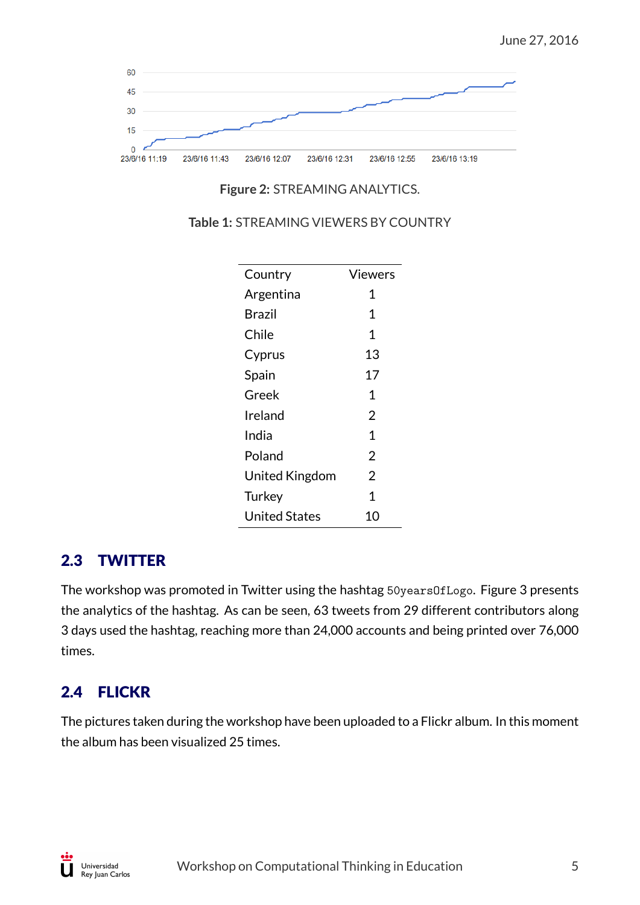Figure 2: STREAMING ANALYTICS.

Table 1: STREAMING VIEWERS BY COUNTRY

| Country | Viewers |
|---|---|
| Argentina | 1 |
| Brazil | 1 |
| Chile | 1 |
| Cyprus | 13 |
| Spain | 17 |
| Greek | 1 |
| Ireland | 2 |
| India | 1 |
| Poland | 2 |
| United Kingdom | 2 |
| Turkey | 1 |
| United States | 10 |

## 2.3 TWITTER

The workshop was promoted in Twitter using the hashtag `50yearsOfLogo`. Figure 3 presents the analytics of the hashtag. As can be seen, 63 tweets from 29 different contributors along 3 days used the hashtag, reaching more than 24,000 accounts and being printed over 76,000 times.

## 2.4 FLICKR

The pictures taken during the workshop have been uploaded to a Flickr album. In this moment the album has been visualized 25 times.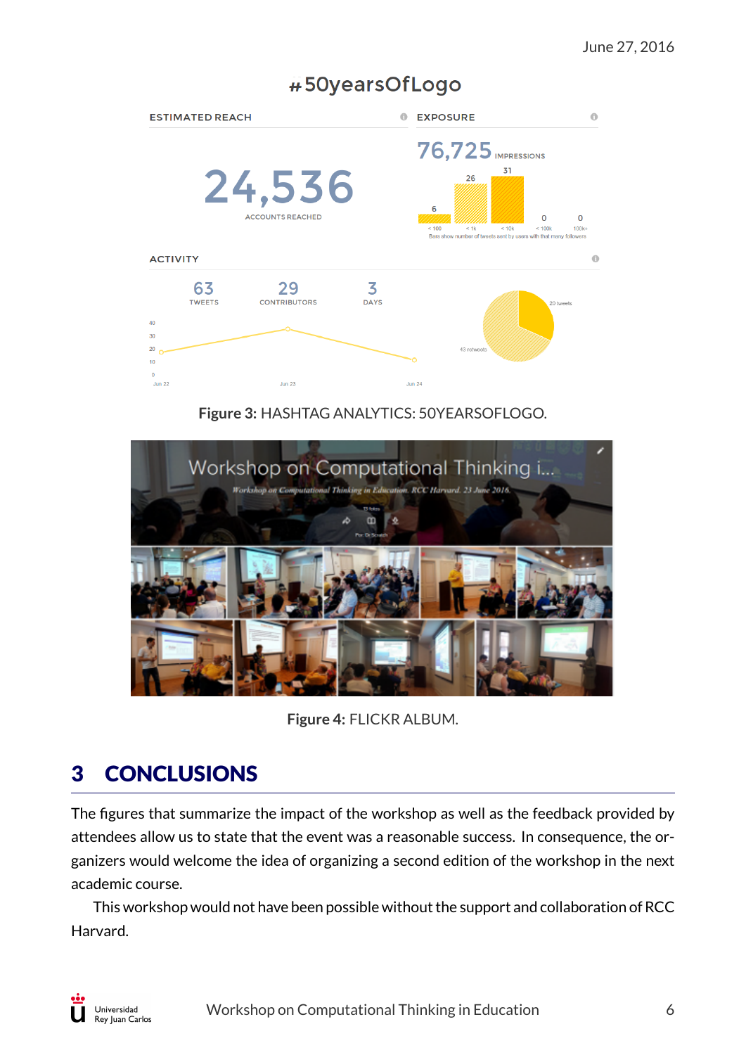June 27, 2016

#50yearsOfLogo

ESTIMATED REACH

24,536
ACCOUNTS REACHED

EXPOSURE

76,725 IMPRESSIONS

6
26
31
0
0
< 100
< 1k
< 10k
< 100k
100k+
Bars show number of tweets sent by users with that many followers

ACTIVITY

63
TWEETS

29
CONTRIBUTORS

3
DAYS

40
30
20
10
0
Jun 22
Jun 23
Jun 24

20 tweets
43 retweets

**Figure 3:** HASHTAG ANALYTICS: 50YEARSOFLOGO.

**Figure 4:** FLICKR ALBUM.

## 3 CONCLUSIONS

The figures that summarize the impact of the workshop as well as the feedback provided by attendees allow us to state that the event was a reasonable success. In consequence, the organizers would welcome the idea of organizing a second edition of the workshop in the next academic course.

This workshop would not have been possible without the support and collaboration of RCC Harvard.